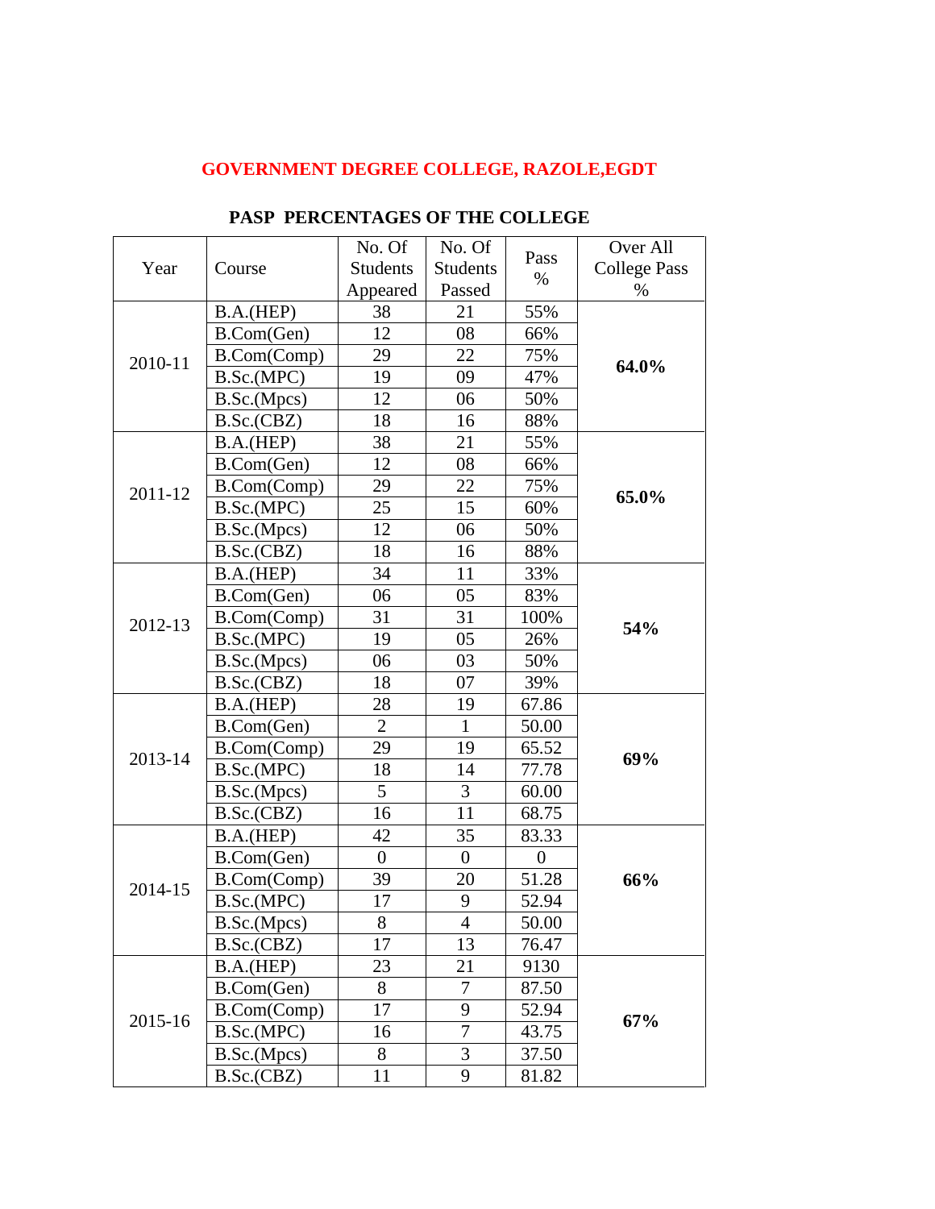# GOVERNMENT DEGREE COLLEGE, RAZOLE,EGDT

## PASP PERCENTAGES OF THE COLLEGE

| Year | Course | No. Of Students Appeared | No. Of Students Passed | Pass % | Over All College Pass % |
|---|---|---|---|---|---|
| 2010-11 | B.A.(HEP) | 38 | 21 | 55% | **64.0%** |
| | B.Com(Gen) | 12 | 08 | 66% | |
| | B.Com(Comp) | 29 | 22 | 75% | |
| | B.Sc.(MPC) | 19 | 09 | 47% | |
| | B.Sc.(Mpcs) | 12 | 06 | 50% | |
| | B.Sc.(CBZ) | 18 | 16 | 88% | |
| 2011-12 | B.A.(HEP) | 38 | 21 | 55% | **65.0%** |
| | B.Com(Gen) | 12 | 08 | 66% | |
| | B.Com(Comp) | 29 | 22 | 75% | |
| | B.Sc.(MPC) | 25 | 15 | 60% | |
| | B.Sc.(Mpcs) | 12 | 06 | 50% | |
| | B.Sc.(CBZ) | 18 | 16 | 88% | |
| 2012-13 | B.A.(HEP) | 34 | 11 | 33% | **54%** |
| | B.Com(Gen) | 06 | 05 | 83% | |
| | B.Com(Comp) | 31 | 31 | 100% | |
| | B.Sc.(MPC) | 19 | 05 | 26% | |
| | B.Sc.(Mpcs) | 06 | 03 | 50% | |
| | B.Sc.(CBZ) | 18 | 07 | 39% | |
| 2013-14 | B.A.(HEP) | 28 | 19 | 67.86 | **69%** |
| | B.Com(Gen) | 2 | 1 | 50.00 | |
| | B.Com(Comp) | 29 | 19 | 65.52 | |
| | B.Sc.(MPC) | 18 | 14 | 77.78 | |
| | B.Sc.(Mpcs) | 5 | 3 | 60.00 | |
| | B.Sc.(CBZ) | 16 | 11 | 68.75 | |
| 2014-15 | B.A.(HEP) | 42 | 35 | 83.33 | **66%** |
| | B.Com(Gen) | 0 | 0 | 0 | |
| | B.Com(Comp) | 39 | 20 | 51.28 | |
| | B.Sc.(MPC) | 17 | 9 | 52.94 | |
| | B.Sc.(Mpcs) | 8 | 4 | 50.00 | |
| | B.Sc.(CBZ) | 17 | 13 | 76.47 | |
| 2015-16 | B.A.(HEP) | 23 | 21 | 9130 | **67%** |
| | B.Com(Gen) | 8 | 7 | 87.50 | |
| | B.Com(Comp) | 17 | 9 | 52.94 | |
| | B.Sc.(MPC) | 16 | 7 | 43.75 | |
| | B.Sc.(Mpcs) | 8 | 3 | 37.50 | |
| | B.Sc.(CBZ) | 11 | 9 | 81.82 | |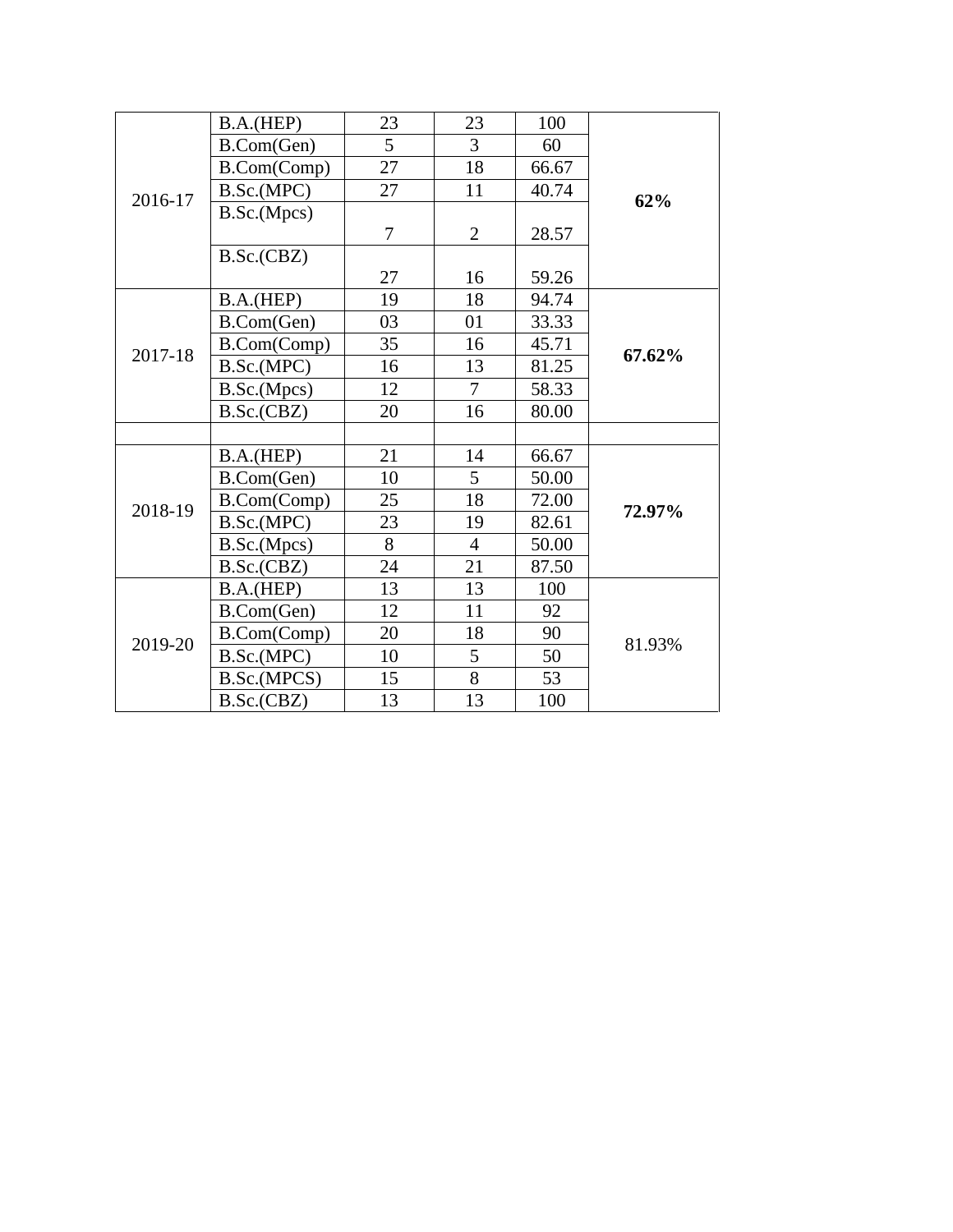| | | | | | |
|---|---|---|---|---|---|
| 2016-17 | B.A.(HEP) | 23 | 23 | 100 | **62%** |
| | B.Com(Gen) | 5 | 3 | 60 | |
| | B.Com(Comp) | 27 | 18 | 66.67 | |
| | B.Sc.(MPC) | 27 | 11 | 40.74 | |
| | B.Sc.(Mpcs) | 7 | 2 | 28.57 | |
| | B.Sc.(CBZ) | 27 | 16 | 59.26 | |
| 2017-18 | B.A.(HEP) | 19 | 18 | 94.74 | **67.62%** |
| | B.Com(Gen) | 03 | 01 | 33.33 | |
| | B.Com(Comp) | 35 | 16 | 45.71 | |
| | B.Sc.(MPC) | 16 | 13 | 81.25 | |
| | B.Sc.(Mpcs) | 12 | 7 | 58.33 | |
| | B.Sc.(CBZ) | 20 | 16 | 80.00 | |
| | | | | | |
| 2018-19 | B.A.(HEP) | 21 | 14 | 66.67 | **72.97%** |
| | B.Com(Gen) | 10 | 5 | 50.00 | |
| | B.Com(Comp) | 25 | 18 | 72.00 | |
| | B.Sc.(MPC) | 23 | 19 | 82.61 | |
| | B.Sc.(Mpcs) | 8 | 4 | 50.00 | |
| | B.Sc.(CBZ) | 24 | 21 | 87.50 | |
| 2019-20 | B.A.(HEP) | 13 | 13 | 100 | 81.93% |
| | B.Com(Gen) | 12 | 11 | 92 | |
| | B.Com(Comp) | 20 | 18 | 90 | |
| | B.Sc.(MPC) | 10 | 5 | 50 | |
| | B.Sc.(MPCS) | 15 | 8 | 53 | |
| | B.Sc.(CBZ) | 13 | 13 | 100 | |